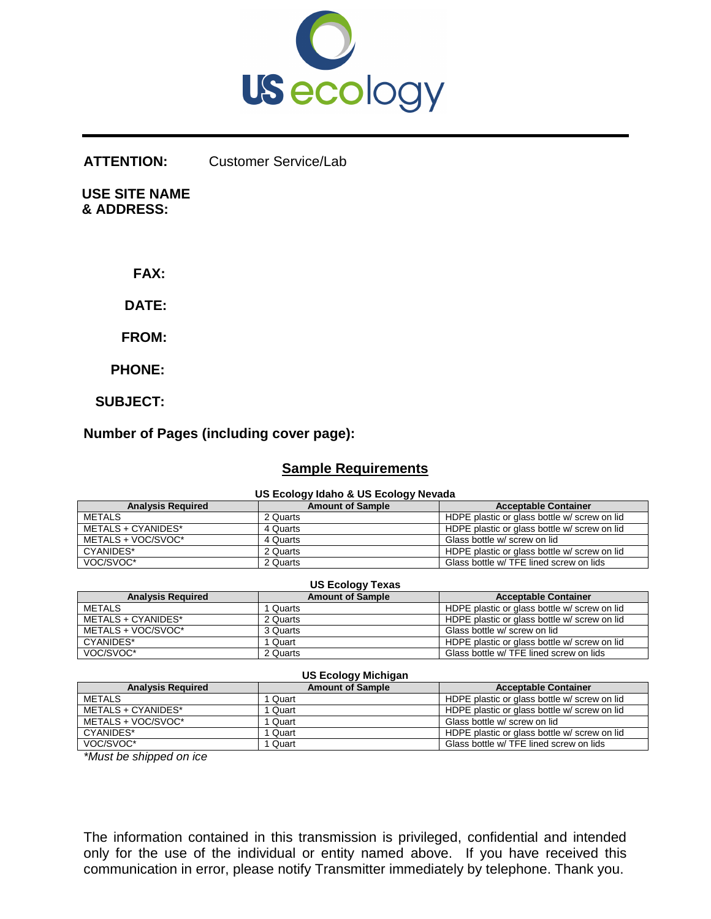US ecology

**ATTENTION:** Customer Service/Lab

**USE SITE NAME & ADDRESS:**

**FAX:**

**DATE:**

**FROM:**

**PHONE:**

**SUBJECT:**

**Number of Pages (including cover page):**

## Sample Requirements

**US Ecology Idaho & US Ecology Nevada**

| Analysis Required | Amount of Sample | Acceptable Container |
|---|---|---|
| METALS | 2 Quarts | HDPE plastic or glass bottle w/ screw on lid |
| METALS + CYANIDES* | 4 Quarts | HDPE plastic or glass bottle w/ screw on lid |
| METALS + VOC/SVOC* | 4 Quarts | Glass bottle w/ screw on lid |
| CYANIDES* | 2 Quarts | HDPE plastic or glass bottle w/ screw on lid |
| VOC/SVOC* | 2 Quarts | Glass bottle w/ TFE lined screw on lids |

**US Ecology Texas**

| Analysis Required | Amount of Sample | Acceptable Container |
|---|---|---|
| METALS | 1 Quarts | HDPE plastic or glass bottle w/ screw on lid |
| METALS + CYANIDES* | 2 Quarts | HDPE plastic or glass bottle w/ screw on lid |
| METALS + VOC/SVOC* | 3 Quarts | Glass bottle w/ screw on lid |
| CYANIDES* | 1 Quart | HDPE plastic or glass bottle w/ screw on lid |
| VOC/SVOC* | 2 Quarts | Glass bottle w/ TFE lined screw on lids |

**US Ecology Michigan**

| Analysis Required | Amount of Sample | Acceptable Container |
|---|---|---|
| METALS | 1 Quart | HDPE plastic or glass bottle w/ screw on lid |
| METALS + CYANIDES* | 1 Quart | HDPE plastic or glass bottle w/ screw on lid |
| METALS + VOC/SVOC* | 1 Quart | Glass bottle w/ screw on lid |
| CYANIDES* | 1 Quart | HDPE plastic or glass bottle w/ screw on lid |
| VOC/SVOC* | 1 Quart | Glass bottle w/ TFE lined screw on lids |

*\*Must be shipped on ice*

The information contained in this transmission is privileged, confidential and intended only for the use of the individual or entity named above. If you have received this communication in error, please notify Transmitter immediately by telephone. Thank you.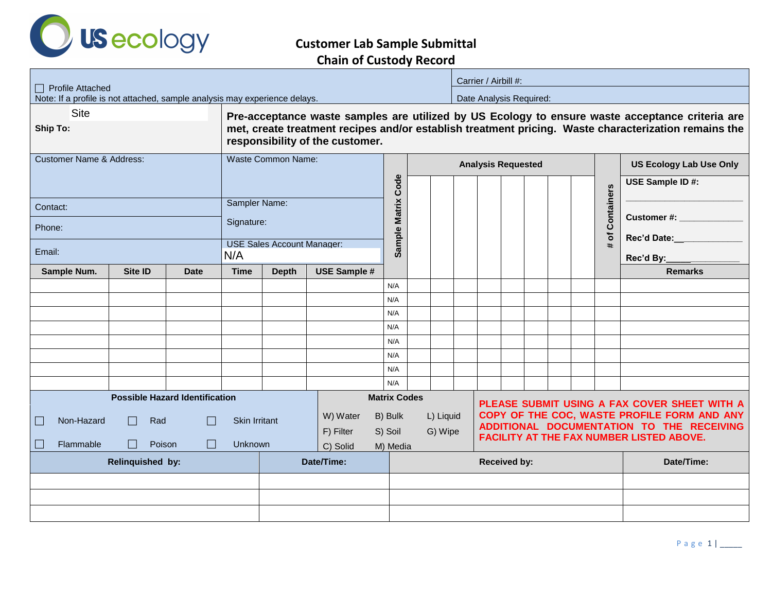# Customer Lab Sample Submittal
## Chain of Custody Record

☐ Profile Attached
Note: If a profile is not attached, sample analysis may experience delays.

Carrier / Airbill #:

Date Analysis Required:

**Ship To:** Site

**Pre-acceptance waste samples are utilized by US Ecology to ensure waste acceptance criteria are met, create treatment recipes and/or establish treatment pricing. Waste characterization remains the responsibility of the customer.**

Customer Name & Address:

Waste Common Name:

Contact:

Sampler Name:

Phone:

Signature:

Email:

USE Sales Account Manager: N/A

**US Ecology Lab Use Only**

**USE Sample ID #:** ____________________

**Customer #:** ____________

**Rec'd Date:** ____________

**Rec'd By:** ____________

| Sample Num. | Site ID | Date | Time | Depth | USE Sample # | Sample Matrix Code | Analysis Requested | | | | | | | | # of Containers | Remarks |
|---|---|---|---|---|---|---|---|---|---|---|---|---|---|---|---|---|
| | | | | | | N/A | | | | | | | | | | |
| | | | | | | N/A | | | | | | | | | | |
| | | | | | | N/A | | | | | | | | | | |
| | | | | | | N/A | | | | | | | | | | |
| | | | | | | N/A | | | | | | | | | | |
| | | | | | | N/A | | | | | | | | | | |
| | | | | | | N/A | | | | | | | | | | |
| | | | | | | N/A | | | | | | | | | | |

**Possible Hazard Identification**

☐ Non-Hazard ☐ Rad ☐ Skin Irritant

☐ Flammable ☐ Poison ☐ Unknown

**Matrix Codes**

W) Water B) Bulk L) Liquid
F) Filter S) Soil G) Wipe
C) Solid M) Media

**PLEASE SUBMIT USING A FAX COVER SHEET WITH A COPY OF THE COC, WASTE PROFILE FORM AND ANY ADDITIONAL DOCUMENTATION TO THE RECEIVING FACILITY AT THE FAX NUMBER LISTED ABOVE.**

| Relinquished by: | Date/Time: | Received by: | Date/Time: |
|---|---|---|---|
| | | | |
| | | | |
| | | | |